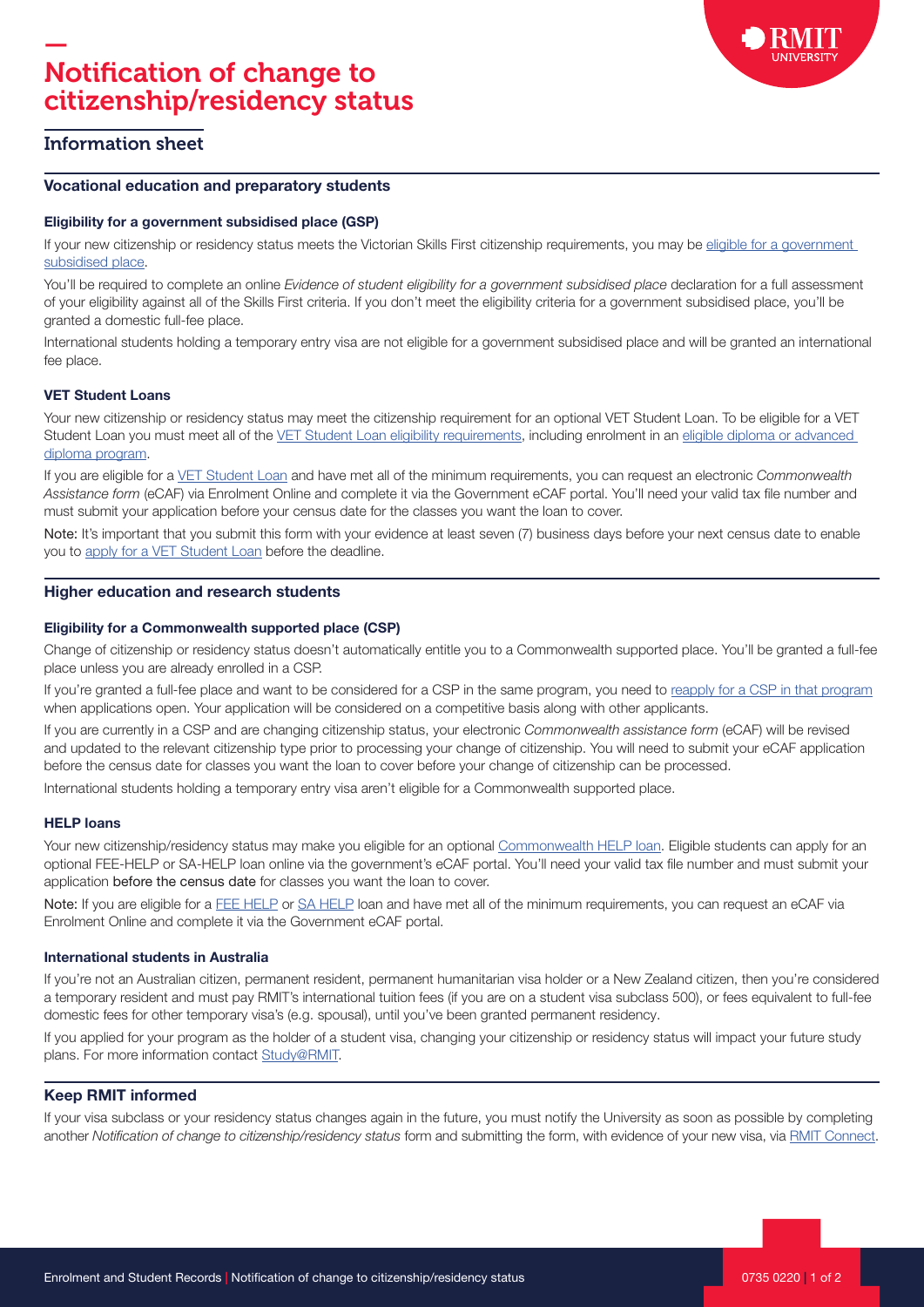# Notification of change to citizenship/residency status

## Information sheet

### Vocational education and preparatory students

#### Eligibility for a government subsidised place (GSP)

If your new citizenship or residency status meets the Victorian Skills First citizenship requirements, you may be eligible for a government subsidised place.

You'll be required to complete an online *Evidence of student eligibility for a government subsidised place* declaration for a full assessment of your eligibility against all of the Skills First criteria. If you don't meet the eligibility criteria for a government subsidised place, you'll be granted a domestic full-fee place.

International students holding a temporary entry visa are not eligible for a government subsidised place and will be granted an international fee place.

#### VET Student Loans

Your new citizenship or residency status may meet the citizenship requirement for an optional VET Student Loan. To be eligible for a VET Student Loan you must meet all of the VET Student Loan eligibility requirements, including enrolment in an eligible diploma or advanced diploma program.

If you are eligible for a VET Student Loan and have met all of the minimum requirements, you can request an electronic *Commonwealth Assistance form* (eCAF) via Enrolment Online and complete it via the Government eCAF portal. You'll need your valid tax file number and must submit your application before your census date for the classes you want the loan to cover.

Note: It's important that you submit this form with your evidence at least seven (7) business days before your next census date to enable you to apply for a VET Student Loan before the deadline.

### Higher education and research students

#### Eligibility for a Commonwealth supported place (CSP)

Change of citizenship or residency status doesn't automatically entitle you to a Commonwealth supported place. You'll be granted a full-fee place unless you are already enrolled in a CSP.

If you're granted a full-fee place and want to be considered for a CSP in the same program, you need to reapply for a CSP in that program when applications open. Your application will be considered on a competitive basis along with other applicants.

If you are currently in a CSP and are changing citizenship status, your electronic *Commonwealth assistance form* (eCAF) will be revised and updated to the relevant citizenship type prior to processing your change of citizenship. You will need to submit your eCAF application before the census date for classes you want the loan to cover before your change of citizenship can be processed.

International students holding a temporary entry visa aren't eligible for a Commonwealth supported place.

#### HELP loans

Your new citizenship/residency status may make you eligible for an optional Commonwealth HELP loan. Eligible students can apply for an optional FEE-HELP or SA-HELP loan online via the government's eCAF portal. You'll need your valid tax file number and must submit your application before the census date for classes you want the loan to cover.

Note: If you are eligible for a FEE HELP or SA HELP loan and have met all of the minimum requirements, you can request an eCAF via Enrolment Online and complete it via the Government eCAF portal.

#### International students in Australia

If you're not an Australian citizen, permanent resident, permanent humanitarian visa holder or a New Zealand citizen, then you're considered a temporary resident and must pay RMIT's international tuition fees (if you are on a student visa subclass 500), or fees equivalent to full-fee domestic fees for other temporary visa's (e.g. spousal), until you've been granted permanent residency.

If you applied for your program as the holder of a student visa, changing your citizenship or residency status will impact your future study plans. For more information contact Study@RMIT.

### Keep RMIT informed

If your visa subclass or your residency status changes again in the future, you must notify the University as soon as possible by completing another *Notification of change to citizenship/residency status* form and submitting the form, with evidence of your new visa, via RMIT Connect.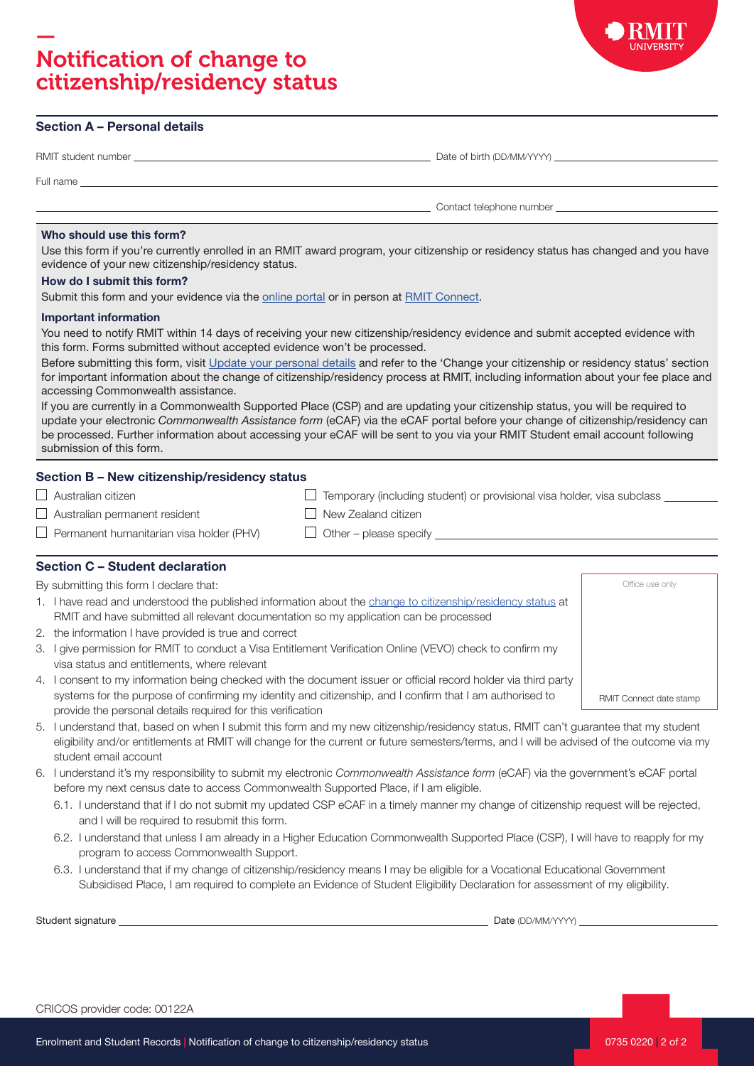# Notification of change to citizenship/residency status

## Section A – Personal details

RMIT student number ______________________ Date of birth (DD/MM/YYYY) ______________________

Full name ______________________

______________________ Contact telephone number ______________________

**Who should use this form?**

Use this form if you're currently enrolled in an RMIT award program, your citizenship or residency status has changed and you have evidence of your new citizenship/residency status.

**How do I submit this form?**

Submit this form and your evidence via the online portal or in person at RMIT Connect.

**Important information**

You need to notify RMIT within 14 days of receiving your new citizenship/residency evidence and submit accepted evidence with this form. Forms submitted without accepted evidence won't be processed.

Before submitting this form, visit Update your personal details and refer to the 'Change your citizenship or residency status' section for important information about the change of citizenship/residency process at RMIT, including information about your fee place and accessing Commonwealth assistance.

If you are currently in a Commonwealth Supported Place (CSP) and are updating your citizenship status, you will be required to update your electronic *Commonwealth Assistance form* (eCAF) via the eCAF portal before your change of citizenship/residency can be processed. Further information about accessing your eCAF will be sent to you via your RMIT Student email account following submission of this form.

## Section B – New citizenship/residency status

☐ Australian citizen

☐ Australian permanent resident

☐ Permanent humanitarian visa holder (PHV)

☐ Temporary (including student) or provisional visa holder, visa subclass ______

☐ New Zealand citizen

☐ Other – please specify ______________________

## Section C – Student declaration

By submitting this form I declare that:

1. I have read and understood the published information about the change to citizenship/residency status at RMIT and have submitted all relevant documentation so my application can be processed
2. the information I have provided is true and correct
3. I give permission for RMIT to conduct a Visa Entitlement Verification Online (VEVO) check to confirm my visa status and entitlements, where relevant
4. I consent to my information being checked with the document issuer or official record holder via third party systems for the purpose of confirming my identity and citizenship, and I confirm that I am authorised to provide the personal details required for this verification
5. I understand that, based on when I submit this form and my new citizenship/residency status, RMIT can't guarantee that my student eligibility and/or entitlements at RMIT will change for the current or future semesters/terms, and I will be advised of the outcome via my student email account
6. I understand it's my responsibility to submit my electronic *Commonwealth Assistance form* (eCAF) via the government's eCAF portal before my next census date to access Commonwealth Supported Place, if I am eligible.
   - 6.1. I understand that if I do not submit my updated CSP eCAF in a timely manner my change of citizenship request will be rejected, and I will be required to resubmit this form.
   - 6.2. I understand that unless I am already in a Higher Education Commonwealth Supported Place (CSP), I will have to reapply for my program to access Commonwealth Support.
   - 6.3. I understand that if my change of citizenship/residency means I may be eligible for a Vocational Educational Government Subsidised Place, I am required to complete an Evidence of Student Eligibility Declaration for assessment of my eligibility.

Office use only

RMIT Connect date stamp

Student signature ______________________ Date (DD/MM/YYYY) ______________________

CRICOS provider code: 00122A